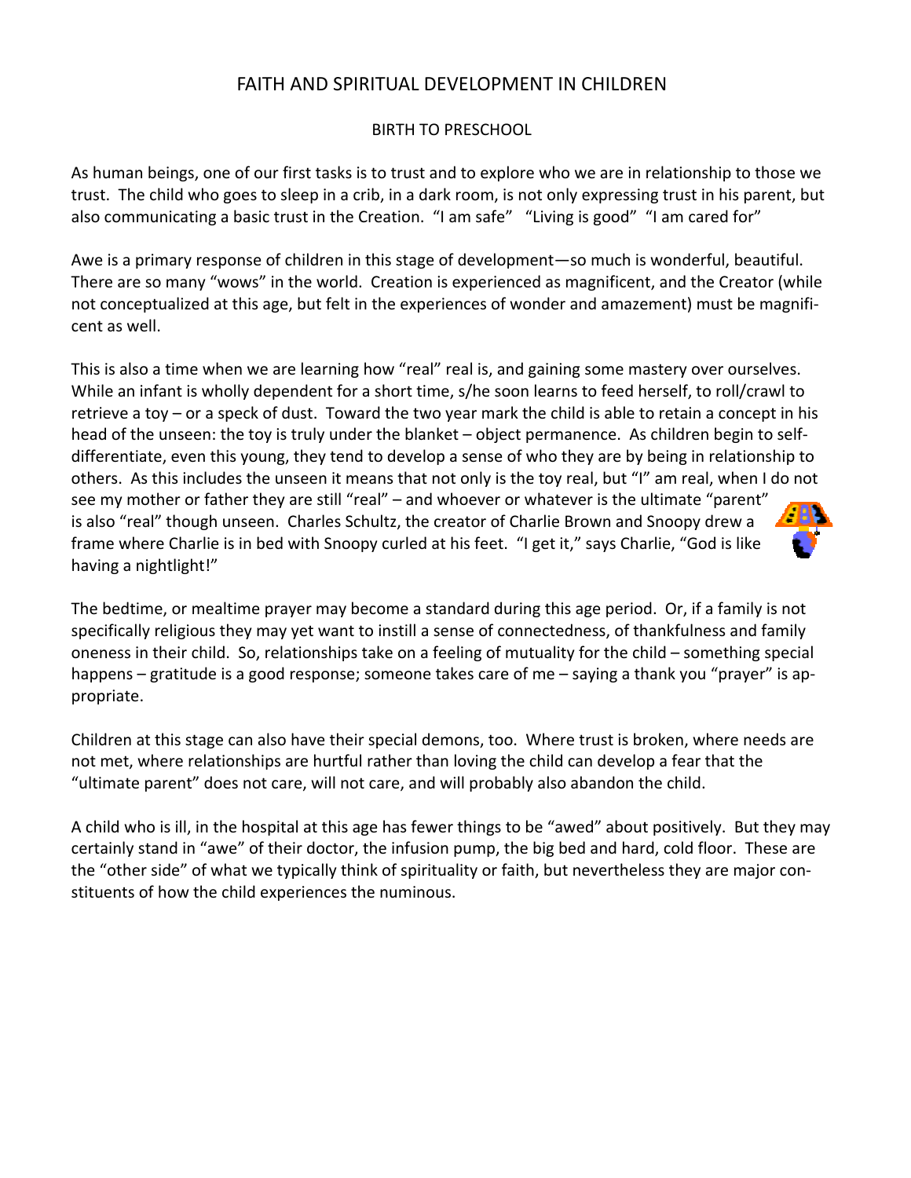# FAITH AND SPIRITUAL DEVELOPMENT IN CHILDREN

## BIRTH TO PRESCHOOL

As human beings, one of our first tasks is to trust and to explore who we are in relationship to those we trust. The child who goes to sleep in a crib, in a dark room, is not only expressing trust in his parent, but also communicating a basic trust in the Creation. "I am safe" "Living is good" "I am cared for"

Awe is a primary response of children in this stage of development—so much is wonderful, beautiful. There are so many "wows" in the world. Creation is experienced as magnificent, and the Creator (while not conceptualized at this age, but felt in the experiences of wonder and amazement) must be magnificent as well.

This is also a time when we are learning how "real" real is, and gaining some mastery over ourselves. While an infant is wholly dependent for a short time, s/he soon learns to feed herself, to roll/crawl to retrieve a toy – or a speck of dust. Toward the two year mark the child is able to retain a concept in his head of the unseen: the toy is truly under the blanket – object permanence. As children begin to self-differentiate, even this young, they tend to develop a sense of who they are by being in relationship to others. As this includes the unseen it means that not only is the toy real, but "I" am real, when I do not see my mother or father they are still "real" – and whoever or whatever is the ultimate "parent" is also "real" though unseen. Charles Schultz, the creator of Charlie Brown and Snoopy drew a frame where Charlie is in bed with Snoopy curled at his feet. "I get it," says Charlie, "God is like having a nightlight!"

The bedtime, or mealtime prayer may become a standard during this age period. Or, if a family is not specifically religious they may yet want to instill a sense of connectedness, of thankfulness and family oneness in their child. So, relationships take on a feeling of mutuality for the child – something special happens – gratitude is a good response; someone takes care of me – saying a thank you "prayer" is appropriate.

Children at this stage can also have their special demons, too. Where trust is broken, where needs are not met, where relationships are hurtful rather than loving the child can develop a fear that the "ultimate parent" does not care, will not care, and will probably also abandon the child.

A child who is ill, in the hospital at this age has fewer things to be "awed" about positively. But they may certainly stand in "awe" of their doctor, the infusion pump, the big bed and hard, cold floor. These are the "other side" of what we typically think of spirituality or faith, but nevertheless they are major constituents of how the child experiences the numinous.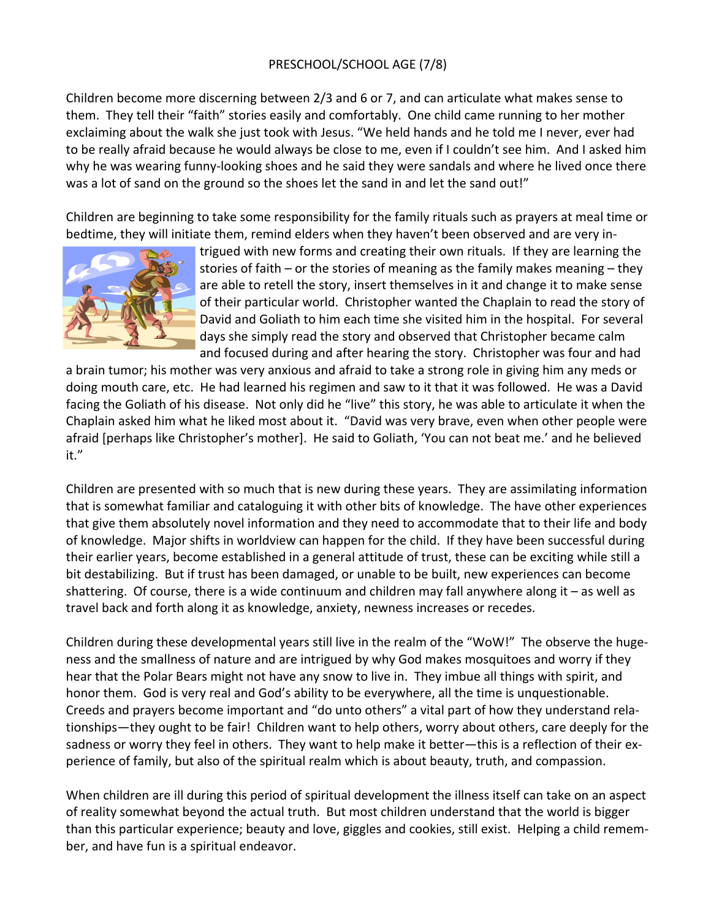PRESCHOOL/SCHOOL AGE (7/8)

Children become more discerning between 2/3 and 6 or 7, and can articulate what makes sense to them. They tell their "faith" stories easily and comfortably. One child came running to her mother exclaiming about the walk she just took with Jesus. "We held hands and he told me I never, ever had to be really afraid because he would always be close to me, even if I couldn't see him. And I asked him why he was wearing funny-looking shoes and he said they were sandals and where he lived once there was a lot of sand on the ground so the shoes let the sand in and let the sand out!"

Children are beginning to take some responsibility for the family rituals such as prayers at meal time or bedtime, they will initiate them, remind elders when they haven't been observed and are very intrigued with new forms and creating their own rituals. If they are learning the stories of faith – or the stories of meaning as the family makes meaning – they are able to retell the story, insert themselves in it and change it to make sense of their particular world. Christopher wanted the Chaplain to read the story of David and Goliath to him each time she visited him in the hospital. For several days she simply read the story and observed that Christopher became calm and focused during and after hearing the story. Christopher was four and had a brain tumor; his mother was very anxious and afraid to take a strong role in giving him any meds or doing mouth care, etc. He had learned his regimen and saw to it that it was followed. He was a David facing the Goliath of his disease. Not only did he "live" this story, he was able to articulate it when the Chaplain asked him what he liked most about it. "David was very brave, even when other people were afraid [perhaps like Christopher's mother]. He said to Goliath, 'You can not beat me.' and he believed it."

Children are presented with so much that is new during these years. They are assimilating information that is somewhat familiar and cataloguing it with other bits of knowledge. The have other experiences that give them absolutely novel information and they need to accommodate that to their life and body of knowledge. Major shifts in worldview can happen for the child. If they have been successful during their earlier years, become established in a general attitude of trust, these can be exciting while still a bit destabilizing. But if trust has been damaged, or unable to be built, new experiences can become shattering. Of course, there is a wide continuum and children may fall anywhere along it – as well as travel back and forth along it as knowledge, anxiety, newness increases or recedes.

Children during these developmental years still live in the realm of the "WoW!" The observe the hugeness and the smallness of nature and are intrigued by why God makes mosquitoes and worry if they hear that the Polar Bears might not have any snow to live in. They imbue all things with spirit, and honor them. God is very real and God's ability to be everywhere, all the time is unquestionable. Creeds and prayers become important and "do unto others" a vital part of how they understand relationships—they ought to be fair! Children want to help others, worry about others, care deeply for the sadness or worry they feel in others. They want to help make it better—this is a reflection of their experience of family, but also of the spiritual realm which is about beauty, truth, and compassion.

When children are ill during this period of spiritual development the illness itself can take on an aspect of reality somewhat beyond the actual truth. But most children understand that the world is bigger than this particular experience; beauty and love, giggles and cookies, still exist. Helping a child remember, and have fun is a spiritual endeavor.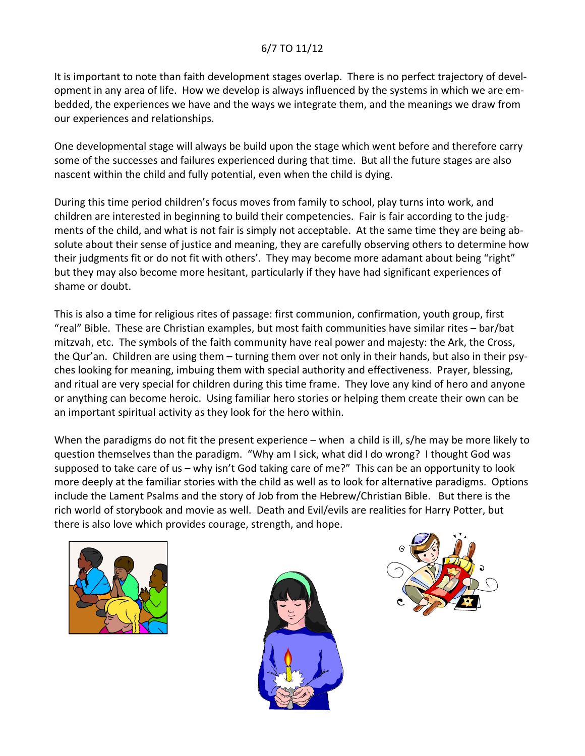## 6/7 TO 11/12

It is important to note than faith development stages overlap. There is no perfect trajectory of development in any area of life. How we develop is always influenced by the systems in which we are embedded, the experiences we have and the ways we integrate them, and the meanings we draw from our experiences and relationships.

One developmental stage will always be build upon the stage which went before and therefore carry some of the successes and failures experienced during that time. But all the future stages are also nascent within the child and fully potential, even when the child is dying.

During this time period children's focus moves from family to school, play turns into work, and children are interested in beginning to build their competencies. Fair is fair according to the judgments of the child, and what is not fair is simply not acceptable. At the same time they are being absolute about their sense of justice and meaning, they are carefully observing others to determine how their judgments fit or do not fit with others'. They may become more adamant about being "right" but they may also become more hesitant, particularly if they have had significant experiences of shame or doubt.

This is also a time for religious rites of passage: first communion, confirmation, youth group, first "real" Bible. These are Christian examples, but most faith communities have similar rites – bar/bat mitzvah, etc. The symbols of the faith community have real power and majesty: the Ark, the Cross, the Qur'an. Children are using them – turning them over not only in their hands, but also in their psyches looking for meaning, imbuing them with special authority and effectiveness. Prayer, blessing, and ritual are very special for children during this time frame. They love any kind of hero and anyone or anything can become heroic. Using familiar hero stories or helping them create their own can be an important spiritual activity as they look for the hero within.

When the paradigms do not fit the present experience – when a child is ill, s/he may be more likely to question themselves than the paradigm. "Why am I sick, what did I do wrong? I thought God was supposed to take care of us – why isn't God taking care of me?" This can be an opportunity to look more deeply at the familiar stories with the child as well as to look for alternative paradigms. Options include the Lament Psalms and the story of Job from the Hebrew/Christian Bible. But there is the rich world of storybook and movie as well. Death and Evil/evils are realities for Harry Potter, but there is also love which provides courage, strength, and hope.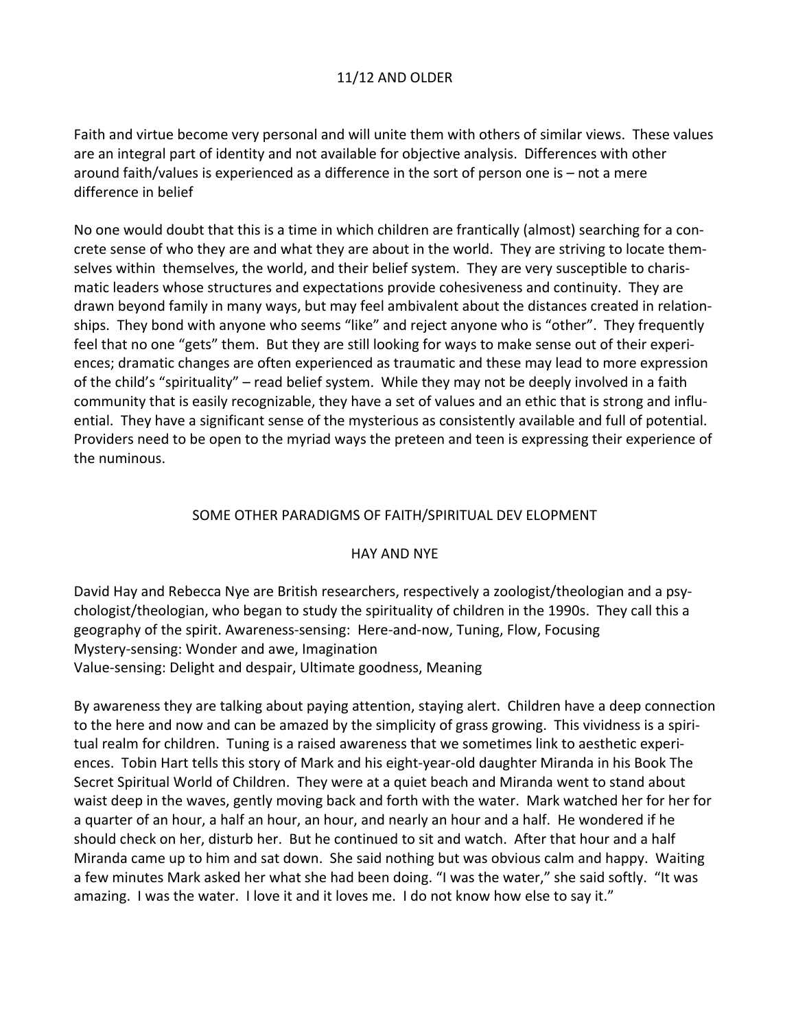## 11/12 AND OLDER

Faith and virtue become very personal and will unite them with others of similar views. These values are an integral part of identity and not available for objective analysis. Differences with other around faith/values is experienced as a difference in the sort of person one is – not a mere difference in belief

No one would doubt that this is a time in which children are frantically (almost) searching for a concrete sense of who they are and what they are about in the world. They are striving to locate themselves within themselves, the world, and their belief system. They are very susceptible to charismatic leaders whose structures and expectations provide cohesiveness and continuity. They are drawn beyond family in many ways, but may feel ambivalent about the distances created in relationships. They bond with anyone who seems "like" and reject anyone who is "other". They frequently feel that no one "gets" them. But they are still looking for ways to make sense out of their experiences; dramatic changes are often experienced as traumatic and these may lead to more expression of the child's "spirituality" – read belief system. While they may not be deeply involved in a faith community that is easily recognizable, they have a set of values and an ethic that is strong and influential. They have a significant sense of the mysterious as consistently available and full of potential. Providers need to be open to the myriad ways the preteen and teen is expressing their experience of the numinous.

## SOME OTHER PARADIGMS OF FAITH/SPIRITUAL DEV ELOPMENT

### HAY AND NYE

David Hay and Rebecca Nye are British researchers, respectively a zoologist/theologian and a psychologist/theologian, who began to study the spirituality of children in the 1990s. They call this a geography of the spirit. Awareness-sensing: Here-and-now, Tuning, Flow, Focusing
Mystery-sensing: Wonder and awe, Imagination
Value-sensing: Delight and despair, Ultimate goodness, Meaning

By awareness they are talking about paying attention, staying alert. Children have a deep connection to the here and now and can be amazed by the simplicity of grass growing. This vividness is a spiritual realm for children. Tuning is a raised awareness that we sometimes link to aesthetic experiences. Tobin Hart tells this story of Mark and his eight-year-old daughter Miranda in his Book The Secret Spiritual World of Children. They were at a quiet beach and Miranda went to stand about waist deep in the waves, gently moving back and forth with the water. Mark watched her for her for a quarter of an hour, a half an hour, an hour, and nearly an hour and a half. He wondered if he should check on her, disturb her. But he continued to sit and watch. After that hour and a half Miranda came up to him and sat down. She said nothing but was obvious calm and happy. Waiting a few minutes Mark asked her what she had been doing. "I was the water," she said softly. "It was amazing. I was the water. I love it and it loves me. I do not know how else to say it."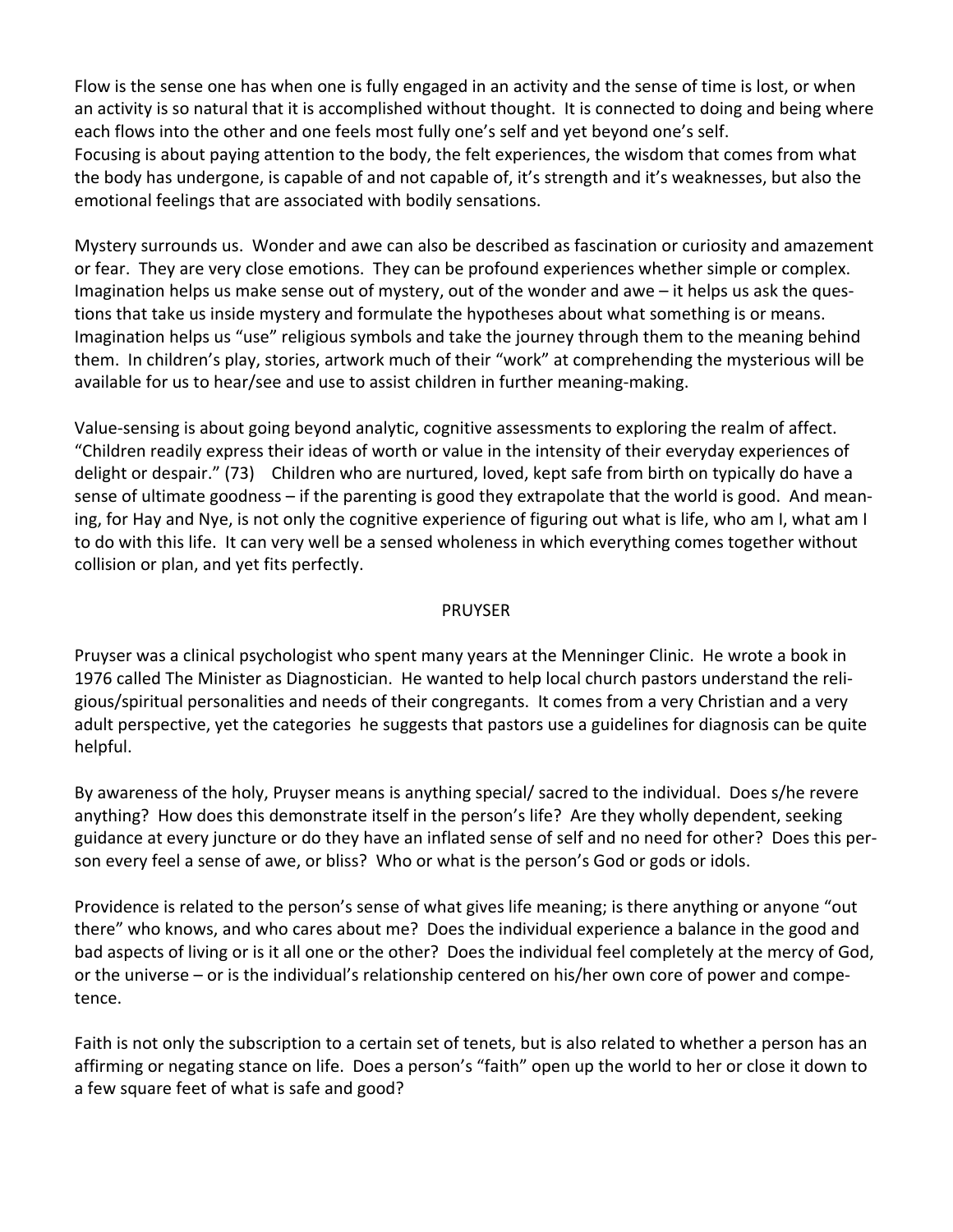Flow is the sense one has when one is fully engaged in an activity and the sense of time is lost, or when an activity is so natural that it is accomplished without thought. It is connected to doing and being where each flows into the other and one feels most fully one's self and yet beyond one's self.
Focusing is about paying attention to the body, the felt experiences, the wisdom that comes from what the body has undergone, is capable of and not capable of, it's strength and it's weaknesses, but also the emotional feelings that are associated with bodily sensations.

Mystery surrounds us. Wonder and awe can also be described as fascination or curiosity and amazement or fear. They are very close emotions. They can be profound experiences whether simple or complex. Imagination helps us make sense out of mystery, out of the wonder and awe – it helps us ask the questions that take us inside mystery and formulate the hypotheses about what something is or means. Imagination helps us "use" religious symbols and take the journey through them to the meaning behind them. In children's play, stories, artwork much of their "work" at comprehending the mysterious will be available for us to hear/see and use to assist children in further meaning-making.

Value-sensing is about going beyond analytic, cognitive assessments to exploring the realm of affect. "Children readily express their ideas of worth or value in the intensity of their everyday experiences of delight or despair." (73) Children who are nurtured, loved, kept safe from birth on typically do have a sense of ultimate goodness – if the parenting is good they extrapolate that the world is good. And meaning, for Hay and Nye, is not only the cognitive experience of figuring out what is life, who am I, what am I to do with this life. It can very well be a sensed wholeness in which everything comes together without collision or plan, and yet fits perfectly.

## PRUYSER

Pruyser was a clinical psychologist who spent many years at the Menninger Clinic. He wrote a book in 1976 called The Minister as Diagnostician. He wanted to help local church pastors understand the religious/spiritual personalities and needs of their congregants. It comes from a very Christian and a very adult perspective, yet the categories he suggests that pastors use a guidelines for diagnosis can be quite helpful.

By awareness of the holy, Pruyser means is anything special/ sacred to the individual. Does s/he revere anything? How does this demonstrate itself in the person's life? Are they wholly dependent, seeking guidance at every juncture or do they have an inflated sense of self and no need for other? Does this person every feel a sense of awe, or bliss? Who or what is the person's God or gods or idols.

Providence is related to the person's sense of what gives life meaning; is there anything or anyone "out there" who knows, and who cares about me? Does the individual experience a balance in the good and bad aspects of living or is it all one or the other? Does the individual feel completely at the mercy of God, or the universe – or is the individual's relationship centered on his/her own core of power and competence.

Faith is not only the subscription to a certain set of tenets, but is also related to whether a person has an affirming or negating stance on life. Does a person's "faith" open up the world to her or close it down to a few square feet of what is safe and good?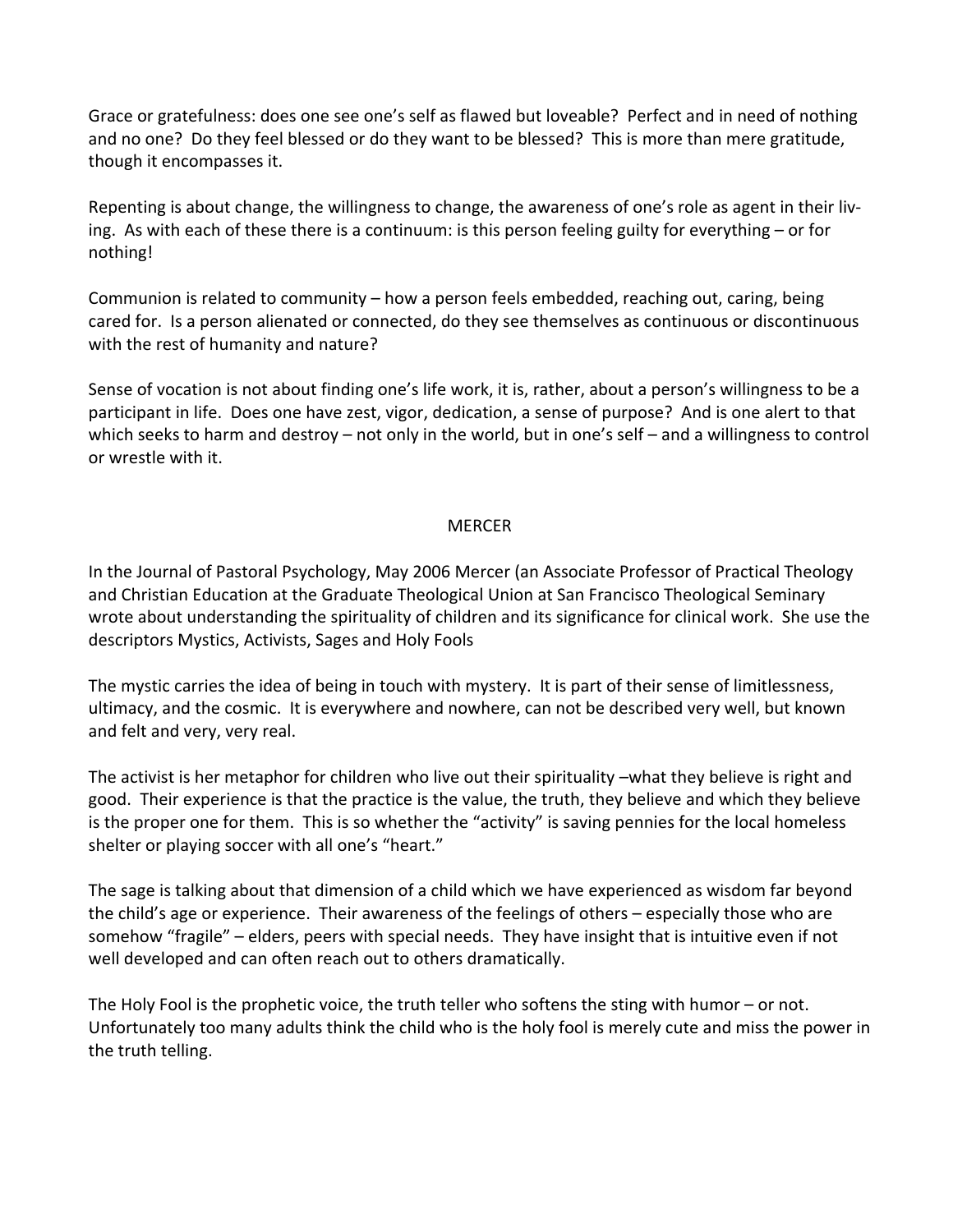Grace or gratefulness: does one see one's self as flawed but loveable? Perfect and in need of nothing and no one? Do they feel blessed or do they want to be blessed? This is more than mere gratitude, though it encompasses it.

Repenting is about change, the willingness to change, the awareness of one's role as agent in their living. As with each of these there is a continuum: is this person feeling guilty for everything – or for nothing!

Communion is related to community – how a person feels embedded, reaching out, caring, being cared for. Is a person alienated or connected, do they see themselves as continuous or discontinuous with the rest of humanity and nature?

Sense of vocation is not about finding one's life work, it is, rather, about a person's willingness to be a participant in life. Does one have zest, vigor, dedication, a sense of purpose? And is one alert to that which seeks to harm and destroy – not only in the world, but in one's self – and a willingness to control or wrestle with it.

## MERCER

In the Journal of Pastoral Psychology, May 2006 Mercer (an Associate Professor of Practical Theology and Christian Education at the Graduate Theological Union at San Francisco Theological Seminary wrote about understanding the spirituality of children and its significance for clinical work. She use the descriptors Mystics, Activists, Sages and Holy Fools

The mystic carries the idea of being in touch with mystery. It is part of their sense of limitlessness, ultimacy, and the cosmic. It is everywhere and nowhere, can not be described very well, but known and felt and very, very real.

The activist is her metaphor for children who live out their spirituality –what they believe is right and good. Their experience is that the practice is the value, the truth, they believe and which they believe is the proper one for them. This is so whether the "activity" is saving pennies for the local homeless shelter or playing soccer with all one's "heart."

The sage is talking about that dimension of a child which we have experienced as wisdom far beyond the child's age or experience. Their awareness of the feelings of others – especially those who are somehow "fragile" – elders, peers with special needs. They have insight that is intuitive even if not well developed and can often reach out to others dramatically.

The Holy Fool is the prophetic voice, the truth teller who softens the sting with humor – or not. Unfortunately too many adults think the child who is the holy fool is merely cute and miss the power in the truth telling.